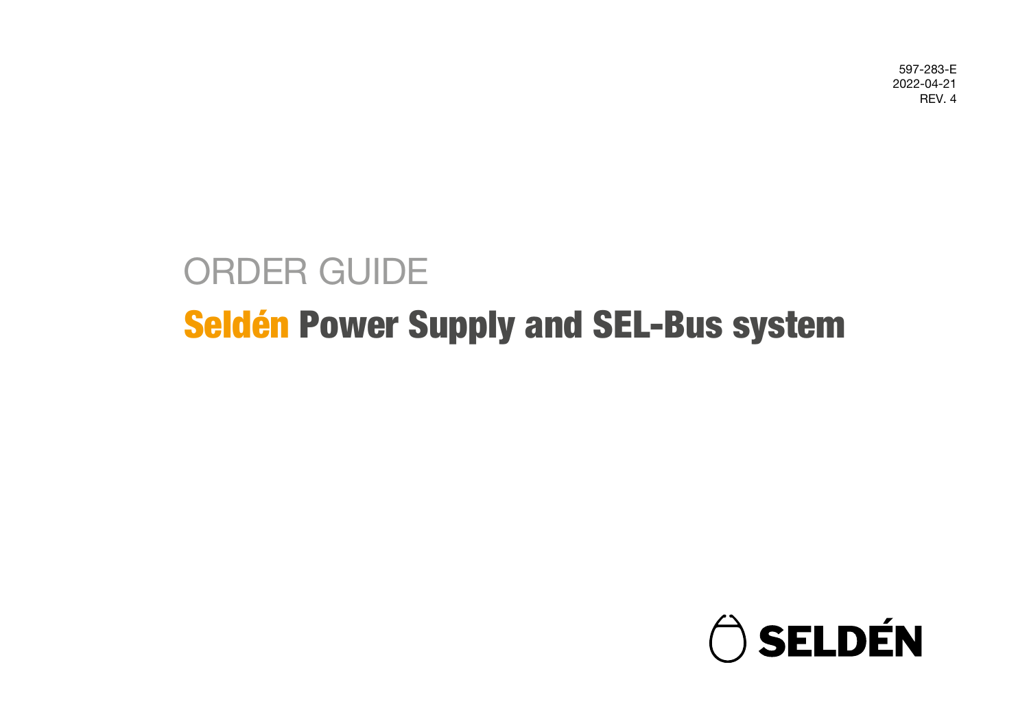597-283-E
2022-04-21
REV. 4

ORDER GUIDE

# Seldén Power Supply and SEL-Bus system

SELDÉN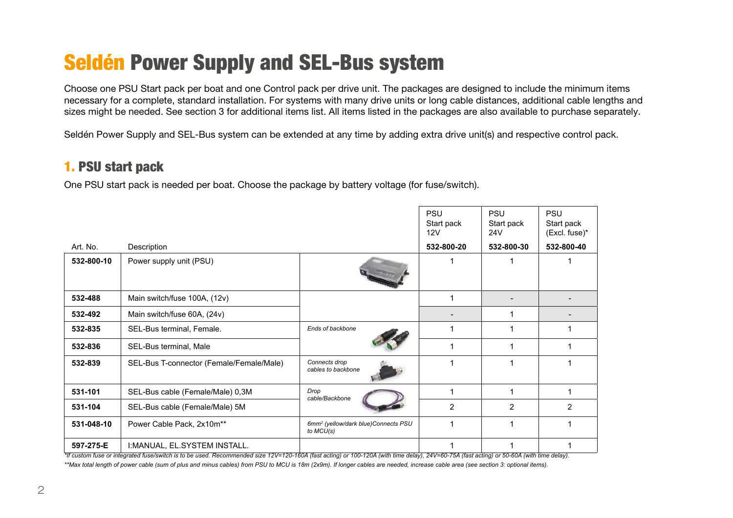# Seldén Power Supply and SEL-Bus system

Choose one PSU Start pack per boat and one Control pack per drive unit. The packages are designed to include the minimum items necessary for a complete, standard installation. For systems with many drive units or long cable distances, additional cable lengths and sizes might be needed. See section 3 for additional items list. All items listed in the packages are also available to purchase separately.

Seldén Power Supply and SEL-Bus system can be extended at any time by adding extra drive unit(s) and respective control pack.

## 1. PSU start pack

One PSU start pack is needed per boat. Choose the package by battery voltage (for fuse/switch).

| Art. No. | Description | | PSU Start pack 12V **532-800-20** | PSU Start pack 24V **532-800-30** | PSU Start pack (Excl. fuse)* **532-800-40** |
|---|---|---|---|---|---|
| **532-800-10** | Power supply unit (PSU) | | 1 | 1 | 1 |
| **532-488** | Main switch/fuse 100A, (12v) | | 1 | - | - |
| **532-492** | Main switch/fuse 60A, (24v) | | - | 1 | - |
| **532-835** | SEL-Bus terminal, Female. | *Ends of backbone* | 1 | 1 | 1 |
| **532-836** | SEL-Bus terminal, Male | | 1 | 1 | 1 |
| **532-839** | SEL-Bus T-connector (Female/Female/Male) | *Connects drop cables to backbone* | 1 | 1 | 1 |
| **531-101** | SEL-Bus cable (Female/Male) 0,3M | *Drop cable/Backbone* | 1 | 1 | 1 |
| **531-104** | SEL-Bus cable (Female/Male) 5M | | 2 | 2 | 2 |
| **531-048-10** | Power Cable Pack, 2x10m** | *6mm² (yellow/dark blue)Connects PSU to MCU(s)* | 1 | 1 | 1 |
| **597-275-E** | I:MANUAL, EL.SYSTEM INSTALL. | | 1 | 1 | 1 |

*\*If custom fuse or integrated fuse/switch is to be used. Recommended size 12V=120-160A (fast acting) or 100-120A (with time delay), 24V=60-75A (fast acting) or 50-60A (with time delay).*

*\*\*Max total length of power cable (sum of plus and minus cables) from PSU to MCU is 18m (2x9m). If longer cables are needed, increase cable area (see section 3: optional items).*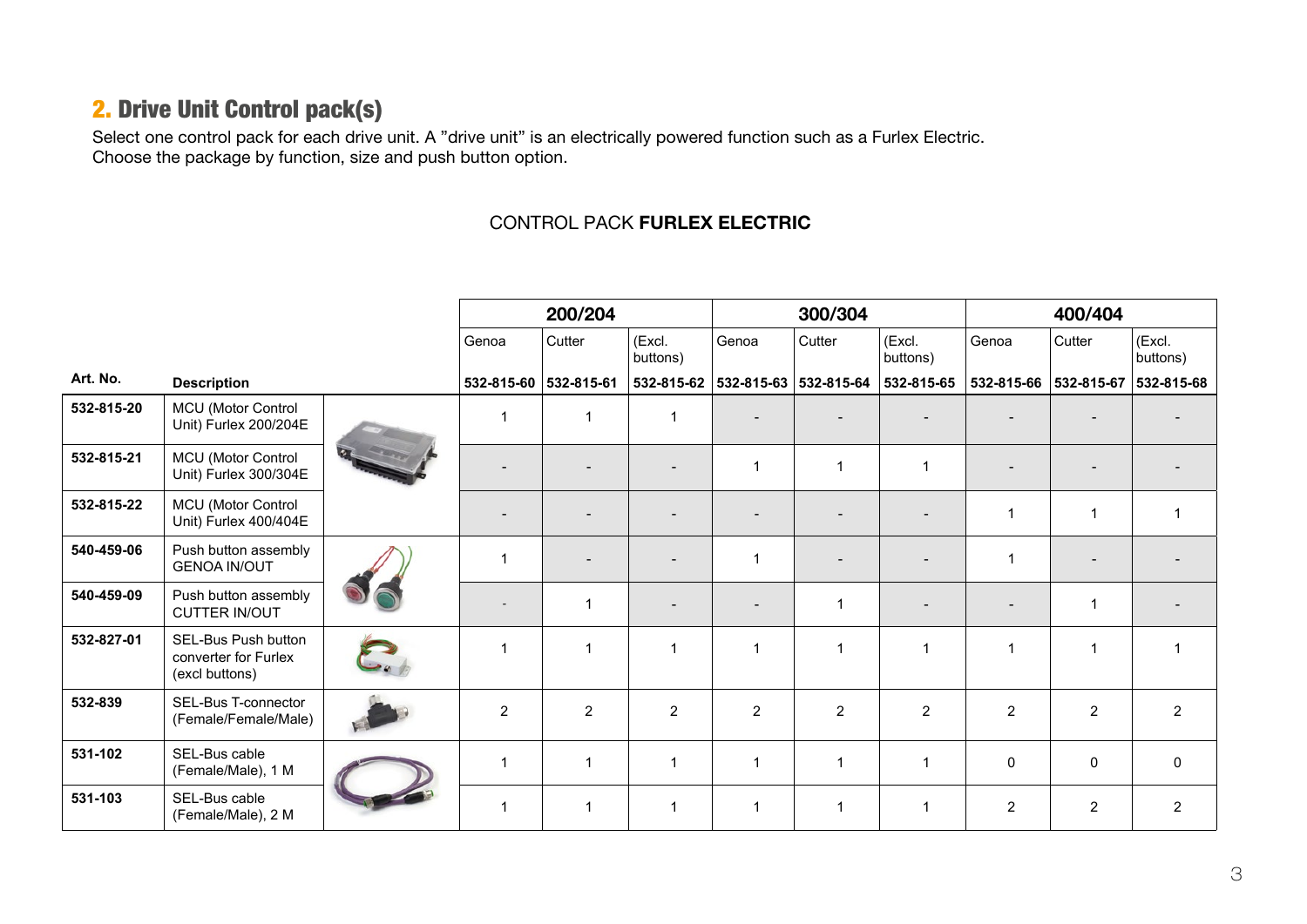## 2. Drive Unit Control pack(s)

Select one control pack for each drive unit. A "drive unit" is an electrically powered function such as a Furlex Electric.
Choose the package by function, size and push button option.

CONTROL PACK **FURLEX ELECTRIC**

| | | 200/204 | | | 300/304 | | | 400/404 | | |
|---|---|---|---|---|---|---|---|---|---|---|
| | | Genoa | Cutter | (Excl. buttons) | Genoa | Cutter | (Excl. buttons) | Genoa | Cutter | (Excl. buttons) |
| **Art. No.** | **Description** | **532-815-60** | **532-815-61** | **532-815-62** | **532-815-63** | **532-815-64** | **532-815-65** | **532-815-66** | **532-815-67** | **532-815-68** |
| **532-815-20** | MCU (Motor Control Unit) Furlex 200/204E | 1 | 1 | 1 | - | - | - | - | - | - |
| **532-815-21** | MCU (Motor Control Unit) Furlex 300/304E | - | - | - | 1 | 1 | 1 | - | - | - |
| **532-815-22** | MCU (Motor Control Unit) Furlex 400/404E | - | - | - | - | - | - | 1 | 1 | 1 |
| **540-459-06** | Push button assembly GENOA IN/OUT | 1 | - | - | 1 | - | - | 1 | - | - |
| **540-459-09** | Push button assembly CUTTER IN/OUT | - | 1 | - | - | 1 | - | - | 1 | - |
| **532-827-01** | SEL-Bus Push button converter for Furlex (excl buttons) | 1 | 1 | 1 | 1 | 1 | 1 | 1 | 1 | 1 |
| **532-839** | SEL-Bus T-connector (Female/Female/Male) | 2 | 2 | 2 | 2 | 2 | 2 | 2 | 2 | 2 |
| **531-102** | SEL-Bus cable (Female/Male), 1 M | 1 | 1 | 1 | 1 | 1 | 1 | 0 | 0 | 0 |
| **531-103** | SEL-Bus cable (Female/Male), 2 M | 1 | 1 | 1 | 1 | 1 | 1 | 2 | 2 | 2 |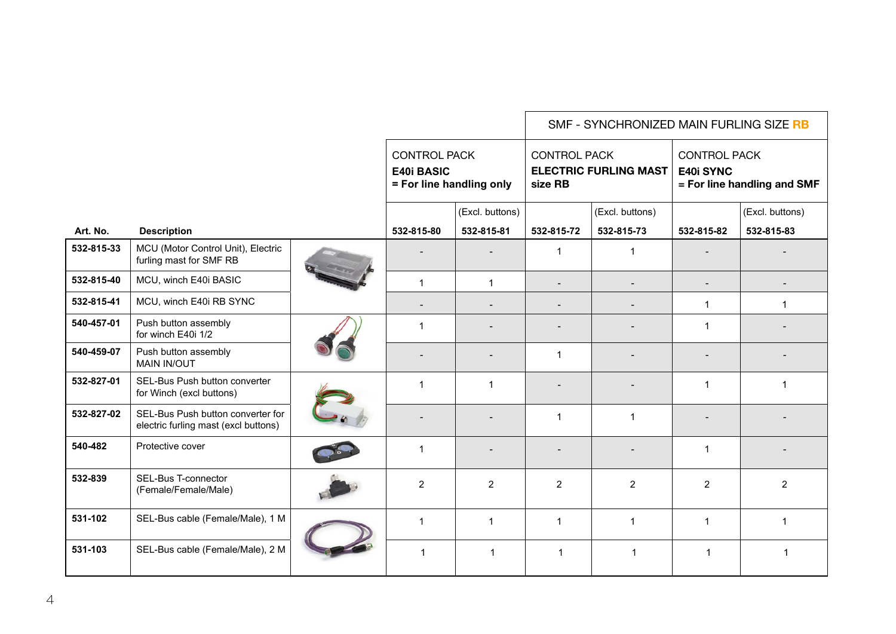| Art. No. | Description | | CONTROL PACK **E40i BASIC** **= For line handling only** | | SMF - SYNCHRONIZED MAIN FURLING SIZE **RB** CONTROL PACK **ELECTRIC FURLING MAST size RB** | | CONTROL PACK **E40i SYNC** **= For line handling and SMF** | |
|---|---|---|---|---|---|---|---|---|
| | | | 532-815-80 | (Excl. buttons) 532-815-81 | 532-815-72 | (Excl. buttons) 532-815-73 | 532-815-82 | (Excl. buttons) 532-815-83 |
| **532-815-33** | MCU (Motor Control Unit), Electric furling mast for SMF RB | | - | - | 1 | 1 | - | - |
| **532-815-40** | MCU, winch E40i BASIC | | 1 | 1 | - | - | - | - |
| **532-815-41** | MCU, winch E40i RB SYNC | | - | - | - | - | 1 | 1 |
| **540-457-01** | Push button assembly for winch E40i 1/2 | | 1 | - | - | - | 1 | - |
| **540-459-07** | Push button assembly MAIN IN/OUT | | - | - | 1 | - | - | - |
| **532-827-01** | SEL-Bus Push button converter for Winch (excl buttons) | | 1 | 1 | - | - | 1 | 1 |
| **532-827-02** | SEL-Bus Push button converter for electric furling mast (excl buttons) | | - | - | 1 | 1 | - | - |
| **540-482** | Protective cover | | 1 | - | - | - | 1 | - |
| **532-839** | SEL-Bus T-connector (Female/Female/Male) | | 2 | 2 | 2 | 2 | 2 | 2 |
| **531-102** | SEL-Bus cable (Female/Male), 1 M | | 1 | 1 | 1 | 1 | 1 | 1 |
| **531-103** | SEL-Bus cable (Female/Male), 2 M | | 1 | 1 | 1 | 1 | 1 | 1 |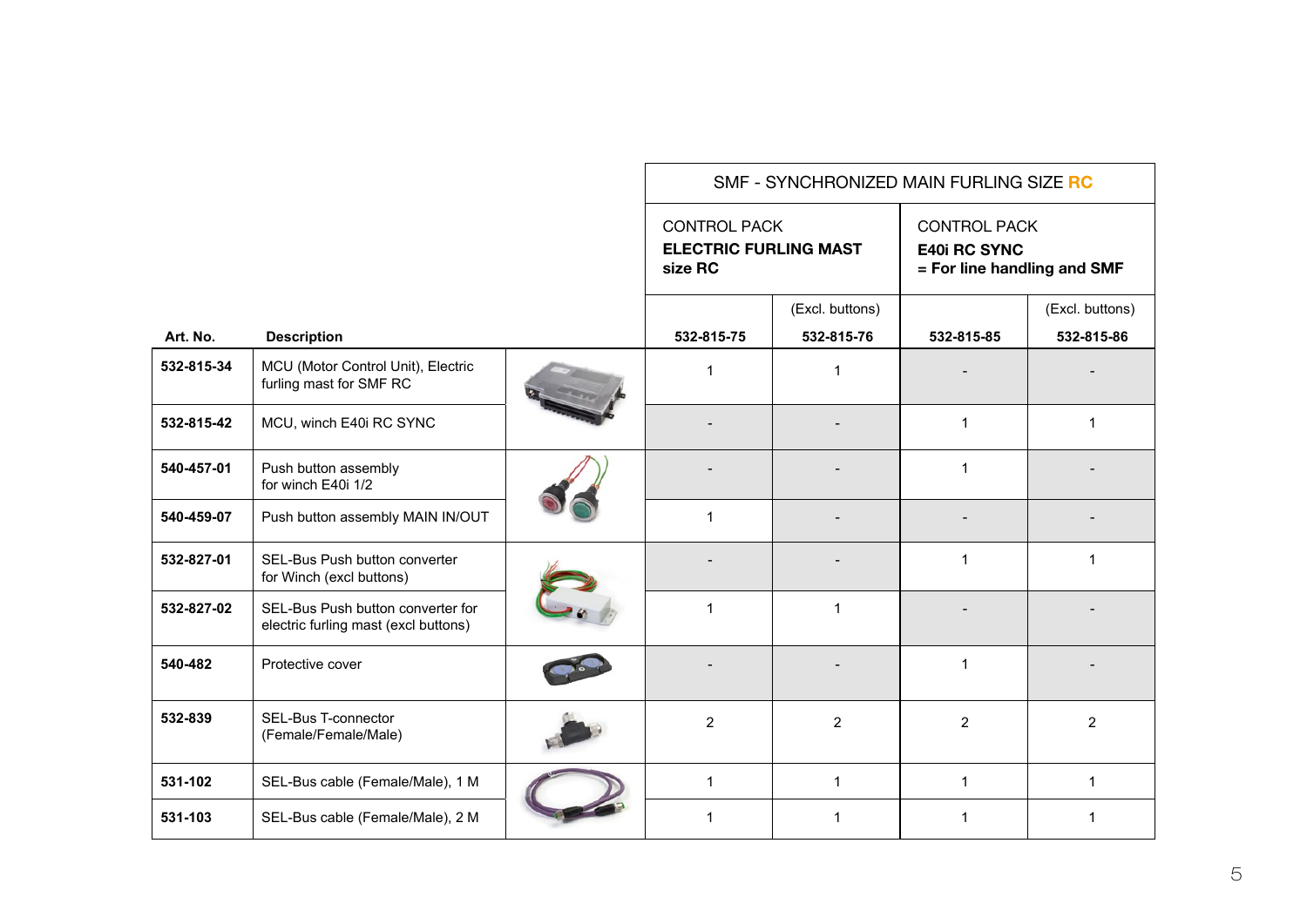| Art. No. | Description | SMF - SYNCHRONIZED MAIN FURLING SIZE **RC** | | | |
|---|---|---|---|---|---|
| | | CONTROL PACK **ELECTRIC FURLING MAST size RC** | | CONTROL PACK **E40i RC SYNC = For line handling and SMF** | |
| | | **532-815-75** | (Excl. buttons) **532-815-76** | **532-815-85** | (Excl. buttons) **532-815-86** |
| **532-815-34** | MCU (Motor Control Unit), Electric furling mast for SMF RC | 1 | 1 | - | - |
| **532-815-42** | MCU, winch E40i RC SYNC | - | - | 1 | 1 |
| **540-457-01** | Push button assembly for winch E40i 1/2 | - | - | 1 | - |
| **540-459-07** | Push button assembly MAIN IN/OUT | 1 | - | - | - |
| **532-827-01** | SEL-Bus Push button converter for Winch (excl buttons) | - | - | 1 | 1 |
| **532-827-02** | SEL-Bus Push button converter for electric furling mast (excl buttons) | 1 | 1 | - | - |
| **540-482** | Protective cover | - | - | 1 | - |
| **532-839** | SEL-Bus T-connector (Female/Female/Male) | 2 | 2 | 2 | 2 |
| **531-102** | SEL-Bus cable (Female/Male), 1 M | 1 | 1 | 1 | 1 |
| **531-103** | SEL-Bus cable (Female/Male), 2 M | 1 | 1 | 1 | 1 |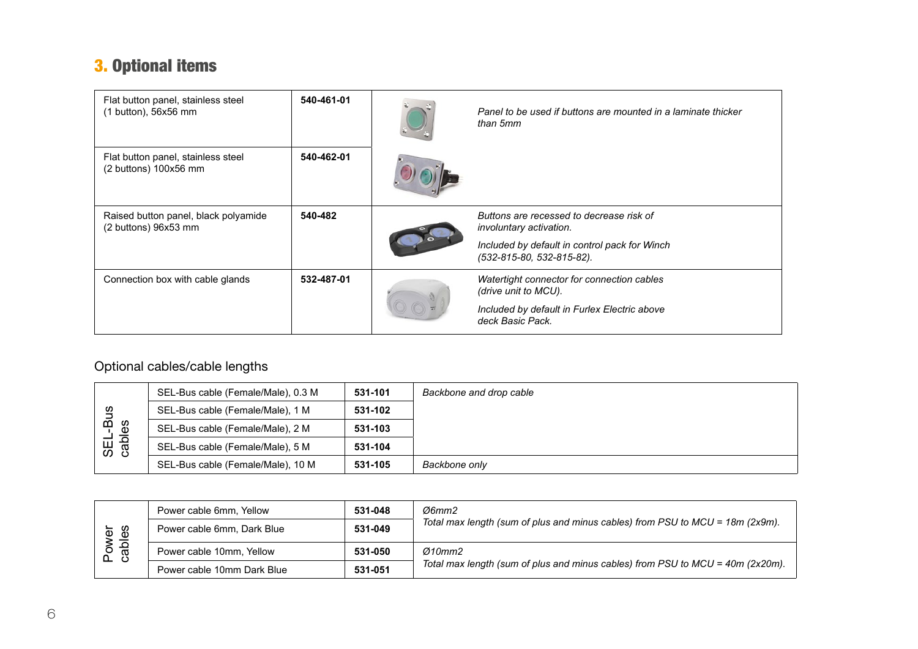## 3. Optional items

| Item | Part no. | Description |
|---|---|---|
| Flat button panel, stainless steel (1 button), 56x56 mm | **540-461-01** | *Panel to be used if buttons are mounted in a laminate thicker than 5mm* |
| Flat button panel, stainless steel (2 buttons) 100x56 mm | **540-462-01** | |
| Raised button panel, black polyamide (2 buttons) 96x53 mm | **540-482** | *Buttons are recessed to decrease risk of involuntary activation.* *Included by default in control pack for Winch (532-815-80, 532-815-82).* |
| Connection box with cable glands | **532-487-01** | *Watertight connector for connection cables (drive unit to MCU).* *Included by default in Furlex Electric above deck Basic Pack.* |

### Optional cables/cable lengths

| | Cable | Part no. | Description |
|---|---|---|---|
| SEL-Bus cables | SEL-Bus cable (Female/Male), 0.3 M | **531-101** | *Backbone and drop cable* |
| | SEL-Bus cable (Female/Male), 1 M | **531-102** | |
| | SEL-Bus cable (Female/Male), 2 M | **531-103** | |
| | SEL-Bus cable (Female/Male), 5 M | **531-104** | |
| | SEL-Bus cable (Female/Male), 10 M | **531-105** | *Backbone only* |

| | Cable | Part no. | Description |
|---|---|---|---|
| Power cables | Power cable 6mm, Yellow | **531-048** | *Ø6mm2* *Total max length (sum of plus and minus cables) from PSU to MCU = 18m (2x9m).* |
| | Power cable 6mm, Dark Blue | **531-049** | |
| | Power cable 10mm, Yellow | **531-050** | *Ø10mm2* *Total max length (sum of plus and minus cables) from PSU to MCU = 40m (2x20m).* |
| | Power cable 10mm Dark Blue | **531-051** | |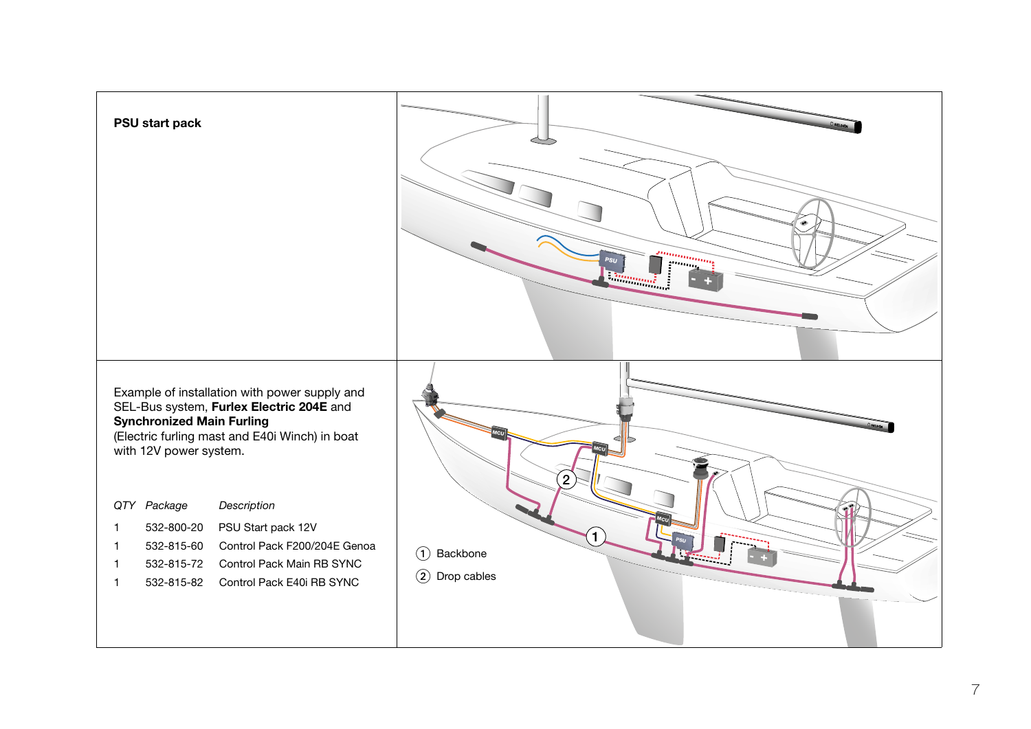**PSU start pack**

Example of installation with power supply and SEL-Bus system, **Furlex Electric 204E** and **Synchronized Main Furling** (Electric furling mast and E40i Winch) in boat with 12V power system.

| *QTY* | *Package* | *Description* |
|---|---|---|
| 1 | 532-800-20 | PSU Start pack 12V |
| 1 | 532-815-60 | Control Pack F200/204E Genoa |
| 1 | 532-815-72 | Control Pack Main RB SYNC |
| 1 | 532-815-82 | Control Pack E40i RB SYNC |

① Backbone

② Drop cables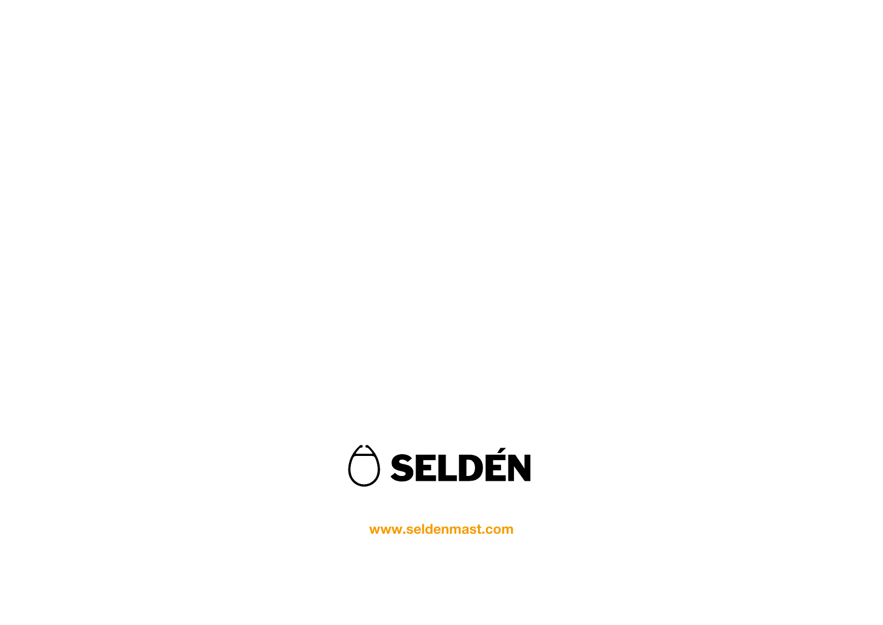SELDÉN

www.seldenmast.com